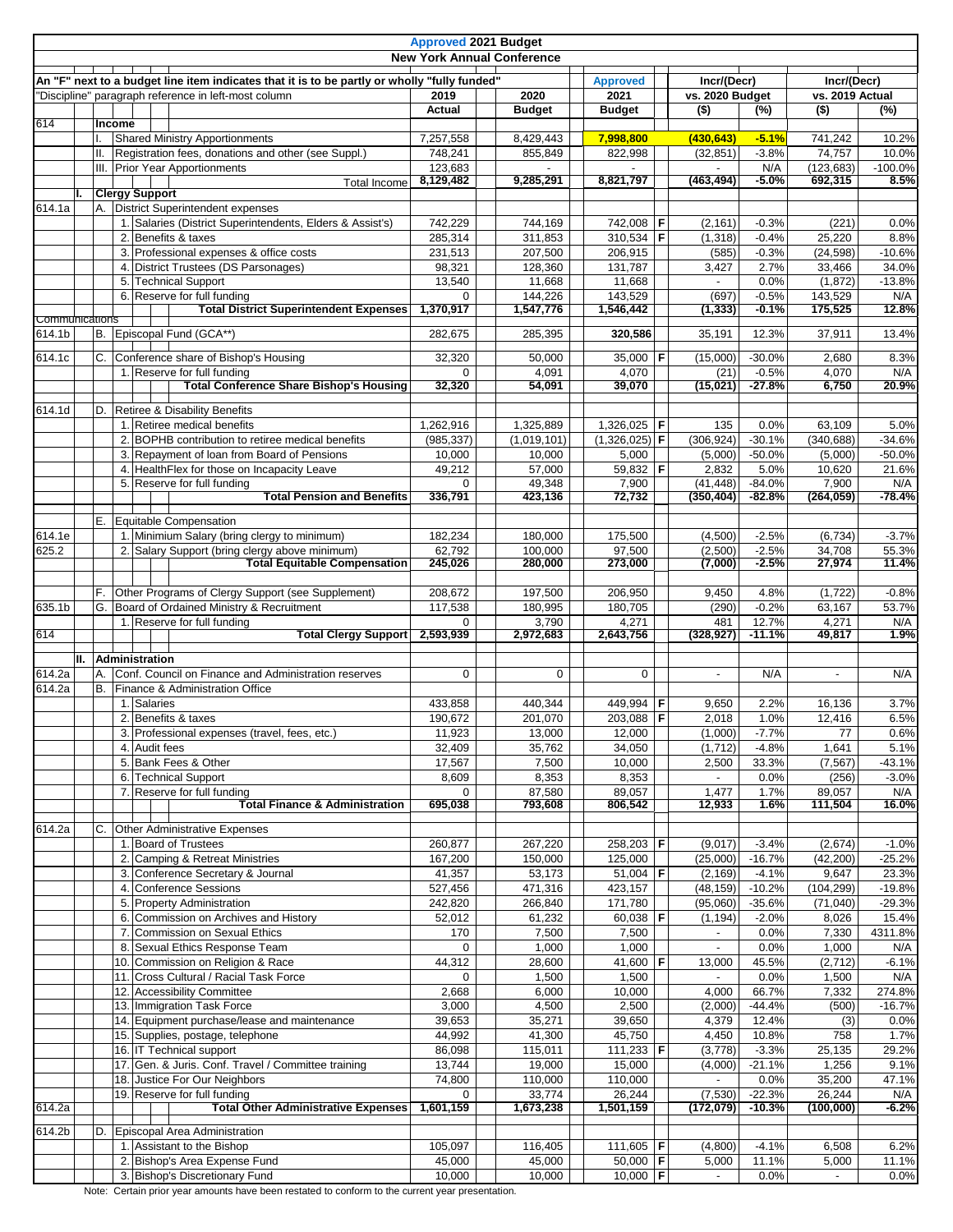# Approved 2021 Budget

## New York Annual Conference

| Ref | | | | Description | 2019 Actual | 2020 Budget | Approved 2021 Budget | F | Incr/(Decr) vs. 2020 Budget ($) | (%) | Incr/(Decr) vs. 2019 Actual ($) | (%) |
|---|---|---|---|---|---|---|---|---|---|---|---|---|
| | | | | An "F" next to a budget line item indicates that it is to be partly or wholly "fully funded" | | | | | | | | |
| | | | | "Discipline" paragraph reference in left-most column | | | | | | | | |
| 614 | | Income | | | | | | | | | | |
| | | I. | | Shared Ministry Apportionments | 7,257,558 | 8,429,443 | 7,998,800 | | (430,643) | -5.1% | 741,242 | 10.2% |
| | | II. | | Registration fees, donations and other (see Suppl.) | 748,241 | 855,849 | 822,998 | | (32,851) | -3.8% | 74,757 | 10.0% |
| | | III. | | Prior Year Apportionments | 123,683 | - | - | | - | N/A | (123,683) | -100.0% |
| | | | | **Total Income** | **8,129,482** | **9,285,291** | **8,821,797** | | **(463,494)** | **-5.0%** | **692,315** | **8.5%** |
| | I. | Clergy Support | | | | | | | | | | |
| 614.1a | | A. | | District Superintendent expenses | | | | | | | | |
| | | | 1. | Salaries (District Superintendents, Elders & Assist's) | 742,229 | 744,169 | 742,008 | F | (2,161) | -0.3% | (221) | 0.0% |
| | | | 2. | Benefits & taxes | 285,314 | 311,853 | 310,534 | F | (1,318) | -0.4% | 25,220 | 8.8% |
| | | | 3. | Professional expenses & office costs | 231,513 | 207,500 | 206,915 | | (585) | -0.3% | (24,598) | -10.6% |
| | | | 4. | District Trustees (DS Parsonages) | 98,321 | 128,360 | 131,787 | | 3,427 | 2.7% | 33,466 | 34.0% |
| | | | 5. | Technical Support | 13,540 | 11,668 | 11,668 | | - | 0.0% | (1,872) | -13.8% |
| | | | 6. | Reserve for full funding | 0 | 144,226 | 143,529 | | (697) | -0.5% | 143,529 | N/A |
| | | | | **Total District Superintendent Expenses** | **1,370,917** | **1,547,776** | **1,546,442** | | **(1,333)** | **-0.1%** | **175,525** | **12.8%** |
| Communications | | | | | | | | | | | | |
| 614.1b | | B. | | Episcopal Fund (GCA**) | 282,675 | 285,395 | 320,586 | | 35,191 | 12.3% | 37,911 | 13.4% |
| 614.1c | | C. | | Conference share of Bishop's Housing | 32,320 | 50,000 | 35,000 | F | (15,000) | -30.0% | 2,680 | 8.3% |
| | | | 1. | Reserve for full funding | 0 | 4,091 | 4,070 | | (21) | -0.5% | 4,070 | N/A |
| | | | | **Total Conference Share Bishop's Housing** | **32,320** | **54,091** | **39,070** | | **(15,021)** | **-27.8%** | **6,750** | **20.9%** |
| 614.1d | | D. | | Retiree & Disability Benefits | | | | | | | | |
| | | | 1. | Retiree medical benefits | 1,262,916 | 1,325,889 | 1,326,025 | F | 135 | 0.0% | 63,109 | 5.0% |
| | | | 2. | BOPHB contribution to retiree medical benefits | (985,337) | (1,019,101) | (1,326,025) | F | (306,924) | -30.1% | (340,688) | -34.6% |
| | | | 3. | Repayment of loan from Board of Pensions | 10,000 | 10,000 | 5,000 | | (5,000) | -50.0% | (5,000) | -50.0% |
| | | | 4. | HealthFlex for those on Incapacity Leave | 49,212 | 57,000 | 59,832 | F | 2,832 | 5.0% | 10,620 | 21.6% |
| | | | 5. | Reserve for full funding | 0 | 49,348 | 7,900 | | (41,448) | -84.0% | 7,900 | N/A |
| | | | | **Total Pension and Benefits** | **336,791** | **423,136** | **72,732** | | **(350,404)** | **-82.8%** | **(264,059)** | **-78.4%** |
| | | E. | | Equitable Compensation | | | | | | | | |
| 614.1e | | | 1. | Minimium Salary (bring clergy to minimum) | 182,234 | 180,000 | 175,500 | | (4,500) | -2.5% | (6,734) | -3.7% |
| 625.2 | | | 2. | Salary Support (bring clergy above minimum) | 62,792 | 100,000 | 97,500 | | (2,500) | -2.5% | 34,708 | 55.3% |
| | | | | **Total Equitable Compensation** | **245,026** | **280,000** | **273,000** | | **(7,000)** | **-2.5%** | **27,974** | **11.4%** |
| | | F. | | Other Programs of Clergy Support (see Supplement) | 208,672 | 197,500 | 206,950 | | 9,450 | 4.8% | (1,722) | -0.8% |
| 635.1b | | G. | | Board of Ordained Ministry & Recruitment | 117,538 | 180,995 | 180,705 | | (290) | -0.2% | 63,167 | 53.7% |
| | | | 1. | Reserve for full funding | 0 | 3,790 | 4,271 | | 481 | 12.7% | 4,271 | N/A |
| 614 | | | | **Total Clergy Support** | **2,593,939** | **2,972,683** | **2,643,756** | | **(328,927)** | **-11.1%** | **49,817** | **1.9%** |
| | II. | Administration | | | | | | | | | | |
| 614.2a | | A. | | Conf. Council on Finance and Administration reserves | 0 | 0 | 0 | | - | N/A | - | N/A |
| 614.2a | | B. | | Finance & Administration Office | | | | | | | | |
| | | | 1. | Salaries | 433,858 | 440,344 | 449,994 | F | 9,650 | 2.2% | 16,136 | 3.7% |
| | | | 2. | Benefits & taxes | 190,672 | 201,070 | 203,088 | F | 2,018 | 1.0% | 12,416 | 6.5% |
| | | | 3. | Professional expenses (travel, fees, etc.) | 11,923 | 13,000 | 12,000 | | (1,000) | -7.7% | 77 | 0.6% |
| | | | 4. | Audit fees | 32,409 | 35,762 | 34,050 | | (1,712) | -4.8% | 1,641 | 5.1% |
| | | | 5. | Bank Fees & Other | 17,567 | 7,500 | 10,000 | | 2,500 | 33.3% | (7,567) | -43.1% |
| | | | 6. | Technical Support | 8,609 | 8,353 | 8,353 | | - | 0.0% | (256) | -3.0% |
| | | | 7. | Reserve for full funding | 0 | 87,580 | 89,057 | | 1,477 | 1.7% | 89,057 | N/A |
| | | | | **Total Finance & Administration** | **695,038** | **793,608** | **806,542** | | **12,933** | **1.6%** | **111,504** | **16.0%** |
| 614.2a | | C. | | Other Administrative Expenses | | | | | | | | |
| | | | 1. | Board of Trustees | 260,877 | 267,220 | 258,203 | F | (9,017) | -3.4% | (2,674) | -1.0% |
| | | | 2. | Camping & Retreat Ministries | 167,200 | 150,000 | 125,000 | | (25,000) | -16.7% | (42,200) | -25.2% |
| | | | 3. | Conference Secretary & Journal | 41,357 | 53,173 | 51,004 | F | (2,169) | -4.1% | 9,647 | 23.3% |
| | | | 4. | Conference Sessions | 527,456 | 471,316 | 423,157 | | (48,159) | -10.2% | (104,299) | -19.8% |
| | | | 5. | Property Administration | 242,820 | 266,840 | 171,780 | | (95,060) | -35.6% | (71,040) | -29.3% |
| | | | 6. | Commission on Archives and History | 52,012 | 61,232 | 60,038 | F | (1,194) | -2.0% | 8,026 | 15.4% |
| | | | 7. | Commission on Sexual Ethics | 170 | 7,500 | 7,500 | | - | 0.0% | 7,330 | 4311.8% |
| | | | 8. | Sexual Ethics Response Team | 0 | 1,000 | 1,000 | | - | 0.0% | 1,000 | N/A |
| | | | 10. | Commission on Religion & Race | 44,312 | 28,600 | 41,600 | F | 13,000 | 45.5% | (2,712) | -6.1% |
| | | | 11. | Cross Cultural / Racial Task Force | 0 | 1,500 | 1,500 | | - | 0.0% | 1,500 | N/A |
| | | | 12. | Accessibility Committee | 2,668 | 6,000 | 10,000 | | 4,000 | 66.7% | 7,332 | 274.8% |
| | | | 13. | Immigration Task Force | 3,000 | 4,500 | 2,500 | | (2,000) | -44.4% | (500) | -16.7% |
| | | | 14. | Equipment purchase/lease and maintenance | 39,653 | 35,271 | 39,650 | | 4,379 | 12.4% | (3) | 0.0% |
| | | | 15. | Supplies, postage, telephone | 44,992 | 41,300 | 45,750 | | 4,450 | 10.8% | 758 | 1.7% |
| | | | 16. | IT Technical support | 86,098 | 115,011 | 111,233 | F | (3,778) | -3.3% | 25,135 | 29.2% |
| | | | 17. | Gen. & Juris. Conf. Travel / Committee training | 13,744 | 19,000 | 15,000 | | (4,000) | -21.1% | 1,256 | 9.1% |
| | | | 18. | Justice For Our Neighbors | 74,800 | 110,000 | 110,000 | | - | 0.0% | 35,200 | 47.1% |
| | | | 19. | Reserve for full funding | 0 | 33,774 | 26,244 | | (7,530) | -22.3% | 26,244 | N/A |
| 614.2a | | | | **Total Other Administrative Expenses** | **1,601,159** | **1,673,238** | **1,501,159** | | **(172,079)** | **-10.3%** | **(100,000)** | **-6.2%** |
| 614.2b | | D. | | Episcopal Area Administration | | | | | | | | |
| | | | 1. | Assistant to the Bishop | 105,097 | 116,405 | 111,605 | F | (4,800) | -4.1% | 6,508 | 6.2% |
| | | | 2. | Bishop's Area Expense Fund | 45,000 | 45,000 | 50,000 | F | 5,000 | 11.1% | 5,000 | 11.1% |
| | | | 3. | Bishop's Discretionary Fund | 10,000 | 10,000 | 10,000 | F | - | 0.0% | - | 0.0% |

Note: Certain prior year amounts have been restated to conform to the current year presentation.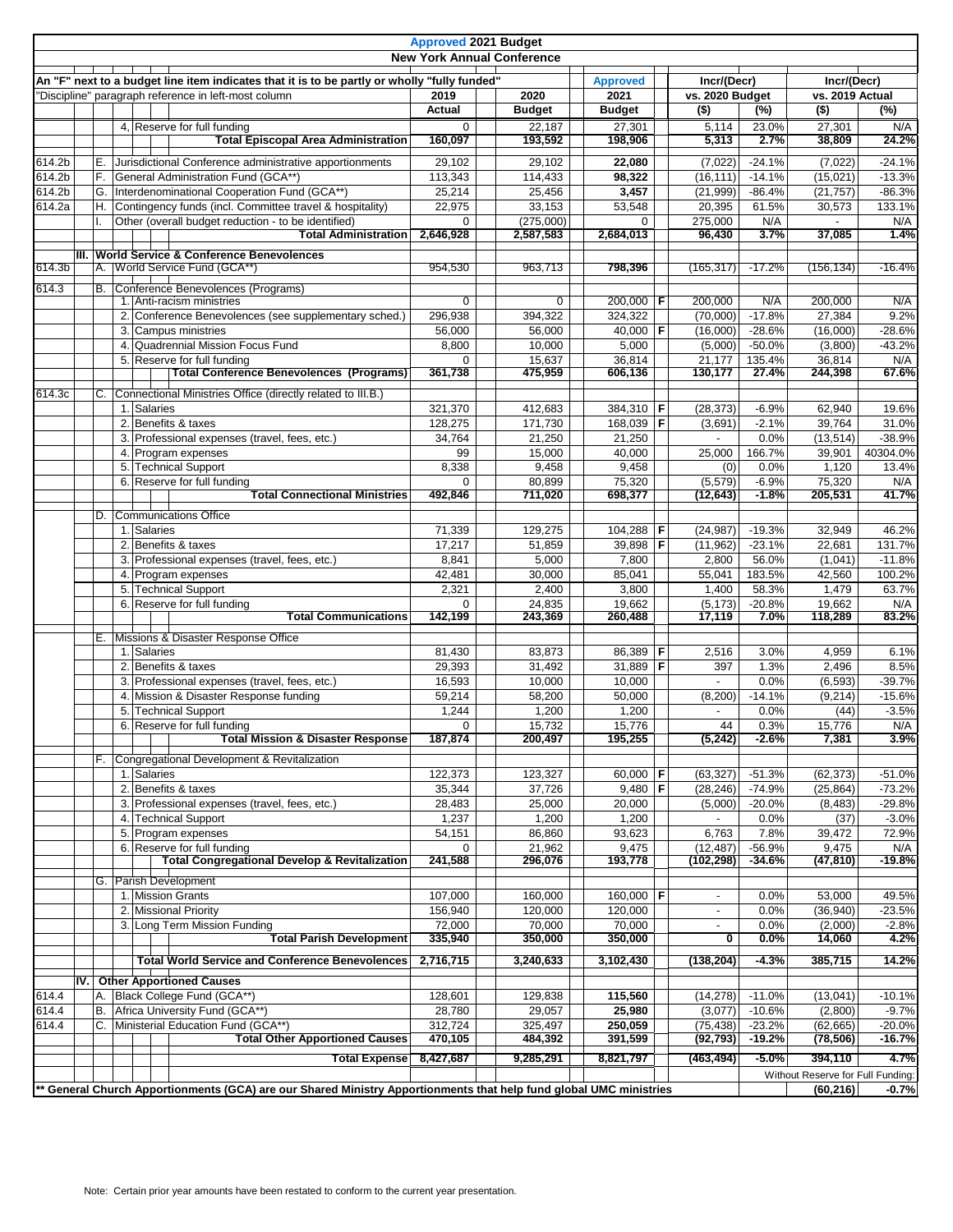**Approved 2021 Budget**

**New York Annual Conference**

| An "F" next to a budget line item indicates that it is to be partly or wholly "fully funded" | | | 2019 | 2020 | Approved 2021 | | Incr/(Decr) vs. 2020 Budget | | Incr/(Decr) vs. 2019 Actual | |
|---|---|---|---|---|---|---|---|---|---|---|
| "Discipline" paragraph reference in left-most column | | | Actual | Budget | Budget | | ($) | (%) | ($) | (%) |
| | | 4. Reserve for full funding | 0 | 22,187 | 27,301 | | 5,114 | 23.0% | 27,301 | N/A |
| | | **Total Episcopal Area Administration** | **160,097** | **193,592** | **198,906** | | **5,313** | **2.7%** | **38,809** | **24.2%** |
| 614.2b | E. | Jurisdictional Conference administrative apportionments | 29,102 | 29,102 | **22,080** | | (7,022) | -24.1% | (7,022) | -24.1% |
| 614.2b | F. | General Administration Fund (GCA**) | 113,343 | 114,433 | **98,322** | | (16,111) | -14.1% | (15,021) | -13.3% |
| 614.2b | G. | Interdenominational Cooperation Fund (GCA**) | 25,214 | 25,456 | **3,457** | | (21,999) | -86.4% | (21,757) | -86.3% |
| 614.2a | H. | Contingency funds (incl. Committee travel & hospitality) | 22,975 | 33,153 | 53,548 | | 20,395 | 61.5% | 30,573 | 133.1% |
| | I. | Other (overall budget reduction - to be identified) | 0 | (275,000) | 0 | | 275,000 | N/A | - | N/A |
| | | **Total Administration** | **2,646,928** | **2,587,583** | **2,684,013** | | **96,430** | **3.7%** | **37,085** | **1.4%** |
| | **III.** | **World Service & Conference Benevolences** | | | | | | | | |
| 614.3b | A. | World Service Fund (GCA**) | 954,530 | 963,713 | **798,396** | | (165,317) | -17.2% | (156,134) | -16.4% |
| 614.3 | B. | Conference Benevolences (Programs) | | | | | | | | |
| | | 1. Anti-racism ministries | 0 | 0 | 200,000 | F | 200,000 | N/A | 200,000 | N/A |
| | | 2. Conference Benevolences (see supplementary sched.) | 296,938 | 394,322 | 324,322 | | (70,000) | -17.8% | 27,384 | 9.2% |
| | | 3. Campus ministries | 56,000 | 56,000 | 40,000 | F | (16,000) | -28.6% | (16,000) | -28.6% |
| | | 4. Quadrennial Mission Focus Fund | 8,800 | 10,000 | 5,000 | | (5,000) | -50.0% | (3,800) | -43.2% |
| | | 5. Reserve for full funding | 0 | 15,637 | 36,814 | | 21,177 | 135.4% | 36,814 | N/A |
| | | **Total Conference Benevolences (Programs)** | **361,738** | **475,959** | **606,136** | | **130,177** | **27.4%** | **244,398** | **67.6%** |
| 614.3c | C. | Connectional Ministries Office (directly related to III.B.) | | | | | | | | |
| | | 1. Salaries | 321,370 | 412,683 | 384,310 | F | (28,373) | -6.9% | 62,940 | 19.6% |
| | | 2. Benefits & taxes | 128,275 | 171,730 | 168,039 | F | (3,691) | -2.1% | 39,764 | 31.0% |
| | | 3. Professional expenses (travel, fees, etc.) | 34,764 | 21,250 | 21,250 | | - | 0.0% | (13,514) | -38.9% |
| | | 4. Program expenses | 99 | 15,000 | 40,000 | | 25,000 | 166.7% | 39,901 | 40304.0% |
| | | 5. Technical Support | 8,338 | 9,458 | 9,458 | | (0) | 0.0% | 1,120 | 13.4% |
| | | 6. Reserve for full funding | 0 | 80,899 | 75,320 | | (5,579) | -6.9% | 75,320 | N/A |
| | | **Total Connectional Ministries** | **492,846** | **711,020** | **698,377** | | **(12,643)** | **-1.8%** | **205,531** | **41.7%** |
| | D. | Communications Office | | | | | | | | |
| | | 1. Salaries | 71,339 | 129,275 | 104,288 | F | (24,987) | -19.3% | 32,949 | 46.2% |
| | | 2. Benefits & taxes | 17,217 | 51,859 | 39,898 | F | (11,962) | -23.1% | 22,681 | 131.7% |
| | | 3. Professional expenses (travel, fees, etc.) | 8,841 | 5,000 | 7,800 | | 2,800 | 56.0% | (1,041) | -11.8% |
| | | 4. Program expenses | 42,481 | 30,000 | 85,041 | | 55,041 | 183.5% | 42,560 | 100.2% |
| | | 5. Technical Support | 2,321 | 2,400 | 3,800 | | 1,400 | 58.3% | 1,479 | 63.7% |
| | | 6. Reserve for full funding | 0 | 24,835 | 19,662 | | (5,173) | -20.8% | 19,662 | N/A |
| | | **Total Communications** | **142,199** | **243,369** | **260,488** | | **17,119** | **7.0%** | **118,289** | **83.2%** |
| | E. | Missions & Disaster Response Office | | | | | | | | |
| | | 1. Salaries | 81,430 | 83,873 | 86,389 | F | 2,516 | 3.0% | 4,959 | 6.1% |
| | | 2. Benefits & taxes | 29,393 | 31,492 | 31,889 | F | 397 | 1.3% | 2,496 | 8.5% |
| | | 3. Professional expenses (travel, fees, etc.) | 16,593 | 10,000 | 10,000 | | - | 0.0% | (6,593) | -39.7% |
| | | 4. Mission & Disaster Response funding | 59,214 | 58,200 | 50,000 | | (8,200) | -14.1% | (9,214) | -15.6% |
| | | 5. Technical Support | 1,244 | 1,200 | 1,200 | | - | 0.0% | (44) | -3.5% |
| | | 6. Reserve for full funding | 0 | 15,732 | 15,776 | | 44 | 0.3% | 15,776 | N/A |
| | | **Total Mission & Disaster Response** | **187,874** | **200,497** | **195,255** | | **(5,242)** | **-2.6%** | **7,381** | **3.9%** |
| | F. | Congregational Development & Revitalization | | | | | | | | |
| | | 1. Salaries | 122,373 | 123,327 | 60,000 | F | (63,327) | -51.3% | (62,373) | -51.0% |
| | | 2. Benefits & taxes | 35,344 | 37,726 | 9,480 | F | (28,246) | -74.9% | (25,864) | -73.2% |
| | | 3. Professional expenses (travel, fees, etc.) | 28,483 | 25,000 | 20,000 | | (5,000) | -20.0% | (8,483) | -29.8% |
| | | 4. Technical Support | 1,237 | 1,200 | 1,200 | | - | 0.0% | (37) | -3.0% |
| | | 5. Program expenses | 54,151 | 86,860 | 93,623 | | 6,763 | 7.8% | 39,472 | 72.9% |
| | | 6. Reserve for full funding | 0 | 21,962 | 9,475 | | (12,487) | -56.9% | 9,475 | N/A |
| | | **Total Congregational Develop & Revitalization** | **241,588** | **296,076** | **193,778** | | **(102,298)** | **-34.6%** | **(47,810)** | **-19.8%** |
| | G. | Parish Development | | | | | | | | |
| | | 1. Mission Grants | 107,000 | 160,000 | 160,000 | F | - | 0.0% | 53,000 | 49.5% |
| | | 2. Missional Priority | 156,940 | 120,000 | 120,000 | | - | 0.0% | (36,940) | -23.5% |
| | | 3. Long Term Mission Funding | 72,000 | 70,000 | 70,000 | | - | 0.0% | (2,000) | -2.8% |
| | | **Total Parish Development** | **335,940** | **350,000** | **350,000** | | **0** | **0.0%** | **14,060** | **4.2%** |
| | | **Total World Service and Conference Benevolences** | **2,716,715** | **3,240,633** | **3,102,430** | | **(138,204)** | **-4.3%** | **385,715** | **14.2%** |
| | **IV.** | **Other Apportioned Causes** | | | | | | | | |
| 614.4 | A. | Black College Fund (GCA**) | 128,601 | 129,838 | **115,560** | | (14,278) | -11.0% | (13,041) | -10.1% |
| 614.4 | B. | Africa University Fund (GCA**) | 28,780 | 29,057 | **25,980** | | (3,077) | -10.6% | (2,800) | -9.7% |
| 614.4 | C. | Ministerial Education Fund (GCA**) | 312,724 | 325,497 | **250,059** | | (75,438) | -23.2% | (62,665) | -20.0% |
| | | **Total Other Apportioned Causes** | **470,105** | **484,392** | **391,599** | | **(92,793)** | **-19.2%** | **(78,506)** | **-16.7%** |
| | | **Total Expense** | **8,427,687** | **9,285,291** | **8,821,797** | | **(463,494)** | **-5.0%** | **394,110** | **4.7%** |
| | | | | | | | | | Without Reserve for Full Funding: | |
| | | | | | | | | | **(60,216)** | **-0.7%** |

**\*\* General Church Apportionments (GCA) are our Shared Ministry Apportionments that help fund global UMC ministries**

Note: Certain prior year amounts have been restated to conform to the current year presentation.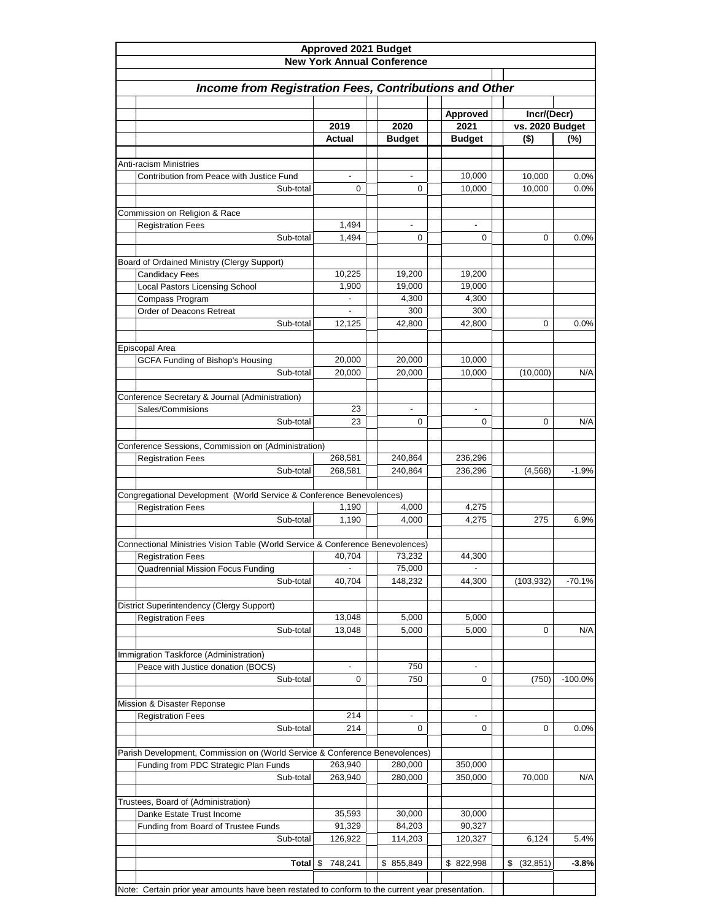# Approved 2021 Budget

## New York Annual Conference

### *Income from Registration Fees, Contributions and Other*

| | 2019 Actual | 2020 Budget | Approved 2021 Budget | Incr/(Decr) vs. 2020 Budget ($) | (%) |
|---|---|---|---|---|---|
| Anti-racism Ministries | | | | | |
| Contribution from Peace with Justice Fund | - | - | 10,000 | 10,000 | 0.0% |
| Sub-total | 0 | 0 | 10,000 | 10,000 | 0.0% |
| Commission on Religion & Race | | | | | |
| Registration Fees | 1,494 | - | - | | |
| Sub-total | 1,494 | 0 | 0 | 0 | 0.0% |
| Board of Ordained Ministry (Clergy Support) | | | | | |
| Candidacy Fees | 10,225 | 19,200 | 19,200 | | |
| Local Pastors Licensing School | 1,900 | 19,000 | 19,000 | | |
| Compass Program | - | 4,300 | 4,300 | | |
| Order of Deacons Retreat | - | 300 | 300 | | |
| Sub-total | 12,125 | 42,800 | 42,800 | 0 | 0.0% |
| Episcopal Area | | | | | |
| GCFA Funding of Bishop's Housing | 20,000 | 20,000 | 10,000 | | |
| Sub-total | 20,000 | 20,000 | 10,000 | (10,000) | N/A |
| Conference Secretary & Journal (Administration) | | | | | |
| Sales/Commisions | 23 | - | - | | |
| Sub-total | 23 | 0 | 0 | 0 | N/A |
| Conference Sessions, Commission on (Administration) | | | | | |
| Registration Fees | 268,581 | 240,864 | 236,296 | | |
| Sub-total | 268,581 | 240,864 | 236,296 | (4,568) | -1.9% |
| Congregational Development (World Service & Conference Benevolences) | | | | | |
| Registration Fees | 1,190 | 4,000 | 4,275 | | |
| Sub-total | 1,190 | 4,000 | 4,275 | 275 | 6.9% |
| Connectional Ministries Vision Table (World Service & Conference Benevolences) | | | | | |
| Registration Fees | 40,704 | 73,232 | 44,300 | | |
| Quadrennial Mission Focus Funding | - | 75,000 | - | | |
| Sub-total | 40,704 | 148,232 | 44,300 | (103,932) | -70.1% |
| District Superintendency (Clergy Support) | | | | | |
| Registration Fees | 13,048 | 5,000 | 5,000 | | |
| Sub-total | 13,048 | 5,000 | 5,000 | 0 | N/A |
| Immigration Taskforce (Administration) | | | | | |
| Peace with Justice donation (BOCS) | - | 750 | - | | |
| Sub-total | 0 | 750 | 0 | (750) | -100.0% |
| Mission & Disaster Reponse | | | | | |
| Registration Fees | 214 | - | - | | |
| Sub-total | 214 | 0 | 0 | 0 | 0.0% |
| Parish Development, Commission on (World Service & Conference Benevolences) | | | | | |
| Funding from PDC Strategic Plan Funds | 263,940 | 280,000 | 350,000 | | |
| Sub-total | 263,940 | 280,000 | 350,000 | 70,000 | N/A |
| Trustees, Board of (Administration) | | | | | |
| Danke Estate Trust Income | 35,593 | 30,000 | 30,000 | | |
| Funding from Board of Trustee Funds | 91,329 | 84,203 | 90,327 | | |
| Sub-total | 126,922 | 114,203 | 120,327 | 6,124 | 5.4% |
| **Total** | $ 748,241 | $ 855,849 | $ 822,998 | $ (32,851) | **-3.8%** |

Note: Certain prior year amounts have been restated to conform to the current year presentation.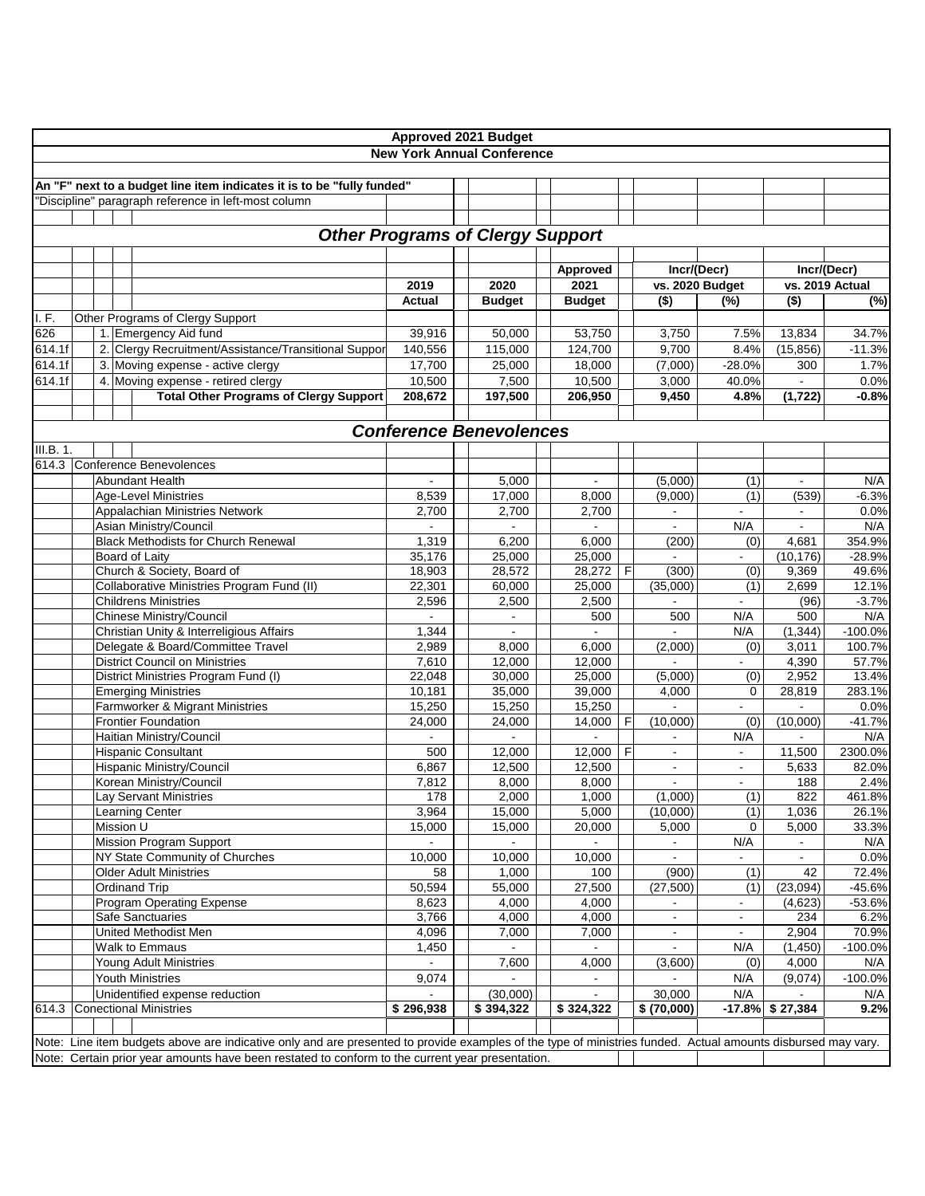# Approved 2021 Budget

## New York Annual Conference

**An "F" next to a budget line item indicates it is to be "fully funded"**

"Discipline" paragraph reference in left-most column

## *Other Programs of Clergy Support*

| | | 2019 Actual | 2020 Budget | Approved 2021 Budget | | Incr/(Decr) vs. 2020 Budget ($) | Incr/(Decr) vs. 2020 Budget (%) | Incr/(Decr) vs. 2019 Actual ($) | Incr/(Decr) vs. 2019 Actual (%) |
|---|---|---|---|---|---|---|---|---|---|
| I. F. | Other Programs of Clergy Support | | | | | | | | |
| 626 | 1. Emergency Aid fund | 39,916 | 50,000 | 53,750 | | 3,750 | 7.5% | 13,834 | 34.7% |
| 614.1f | 2. Clergy Recruitment/Assistance/Transitional Suppor | 140,556 | 115,000 | 124,700 | | 9,700 | 8.4% | (15,856) | -11.3% |
| 614.1f | 3. Moving expense - active clergy | 17,700 | 25,000 | 18,000 | | (7,000) | -28.0% | 300 | 1.7% |
| 614.1f | 4. Moving expense - retired clergy | 10,500 | 7,500 | 10,500 | | 3,000 | 40.0% | - | 0.0% |
| | **Total Other Programs of Clergy Support** | **208,672** | **197,500** | **206,950** | | **9,450** | **4.8%** | **(1,722)** | **-0.8%** |

## *Conference Benevolences*

| | | 2019 Actual | 2020 Budget | Approved 2021 Budget | | Incr/(Decr) vs. 2020 Budget ($) | Incr/(Decr) vs. 2020 Budget (%) | Incr/(Decr) vs. 2019 Actual ($) | Incr/(Decr) vs. 2019 Actual (%) |
|---|---|---|---|---|---|---|---|---|---|
| III.B. 1. | | | | | | | | | |
| 614.3 | Conference Benevolences | | | | | | | | |
| | Abundant Health | - | 5,000 | - | | (5,000) | (1) | - | N/A |
| | Age-Level Ministries | 8,539 | 17,000 | 8,000 | | (9,000) | (1) | (539) | -6.3% |
| | Appalachian Ministries Network | 2,700 | 2,700 | 2,700 | | - | - | - | 0.0% |
| | Asian Ministry/Council | - | - | - | | - | N/A | - | N/A |
| | Black Methodists for Church Renewal | 1,319 | 6,200 | 6,000 | | (200) | (0) | 4,681 | 354.9% |
| | Board of Laity | 35,176 | 25,000 | 25,000 | | - | - | (10,176) | -28.9% |
| | Church & Society, Board of | 18,903 | 28,572 | 28,272 | F | (300) | (0) | 9,369 | 49.6% |
| | Collaborative Ministries Program Fund (II) | 22,301 | 60,000 | 25,000 | | (35,000) | (1) | 2,699 | 12.1% |
| | Childrens Ministries | 2,596 | 2,500 | 2,500 | | - | - | (96) | -3.7% |
| | Chinese Ministry/Council | - | - | 500 | | 500 | N/A | 500 | N/A |
| | Christian Unity & Interreligious Affairs | 1,344 | - | - | | - | N/A | (1,344) | -100.0% |
| | Delegate & Board/Committee Travel | 2,989 | 8,000 | 6,000 | | (2,000) | (0) | 3,011 | 100.7% |
| | District Council on Ministries | 7,610 | 12,000 | 12,000 | | - | - | 4,390 | 57.7% |
| | District Ministries Program Fund (I) | 22,048 | 30,000 | 25,000 | | (5,000) | (0) | 2,952 | 13.4% |
| | Emerging Ministries | 10,181 | 35,000 | 39,000 | | 4,000 | 0 | 28,819 | 283.1% |
| | Farmworker & Migrant Ministries | 15,250 | 15,250 | 15,250 | | - | - | - | 0.0% |
| | Frontier Foundation | 24,000 | 24,000 | 14,000 | F | (10,000) | (0) | (10,000) | -41.7% |
| | Haitian Ministry/Council | - | - | - | | - | N/A | - | N/A |
| | Hispanic Consultant | 500 | 12,000 | 12,000 | F | - | - | 11,500 | 2300.0% |
| | Hispanic Ministry/Council | 6,867 | 12,500 | 12,500 | | - | - | 5,633 | 82.0% |
| | Korean Ministry/Council | 7,812 | 8,000 | 8,000 | | - | - | 188 | 2.4% |
| | Lay Servant Ministries | 178 | 2,000 | 1,000 | | (1,000) | (1) | 822 | 461.8% |
| | Learning Center | 3,964 | 15,000 | 5,000 | | (10,000) | (1) | 1,036 | 26.1% |
| | Mission U | 15,000 | 15,000 | 20,000 | | 5,000 | 0 | 5,000 | 33.3% |
| | Mission Program Support | - | - | - | | - | N/A | - | N/A |
| | NY State Community of Churches | 10,000 | 10,000 | 10,000 | | - | - | - | 0.0% |
| | Older Adult Ministries | 58 | 1,000 | 100 | | (900) | (1) | 42 | 72.4% |
| | Ordinand Trip | 50,594 | 55,000 | 27,500 | | (27,500) | (1) | (23,094) | -45.6% |
| | Program Operating Expense | 8,623 | 4,000 | 4,000 | | - | - | (4,623) | -53.6% |
| | Safe Sanctuaries | 3,766 | 4,000 | 4,000 | | - | - | 234 | 6.2% |
| | United Methodist Men | 4,096 | 7,000 | 7,000 | | - | - | 2,904 | 70.9% |
| | Walk to Emmaus | 1,450 | - | - | | - | N/A | (1,450) | -100.0% |
| | Young Adult Ministries | - | 7,600 | 4,000 | | (3,600) | (0) | 4,000 | N/A |
| | Youth Ministries | 9,074 | - | - | | - | N/A | (9,074) | -100.0% |
| | Unidentified expense reduction | - | (30,000) | - | | 30,000 | N/A | - | N/A |
| 614.3 | Conectional Ministries | **$ 296,938** | **$ 394,322** | **$ 324,322** | | **$ (70,000)** | **-17.8%** | **$ 27,384** | **9.2%** |

Note: Line item budgets above are indicative only and are presented to provide examples of the type of ministries funded. Actual amounts disbursed may vary.

Note: Certain prior year amounts have been restated to conform to the current year presentation.